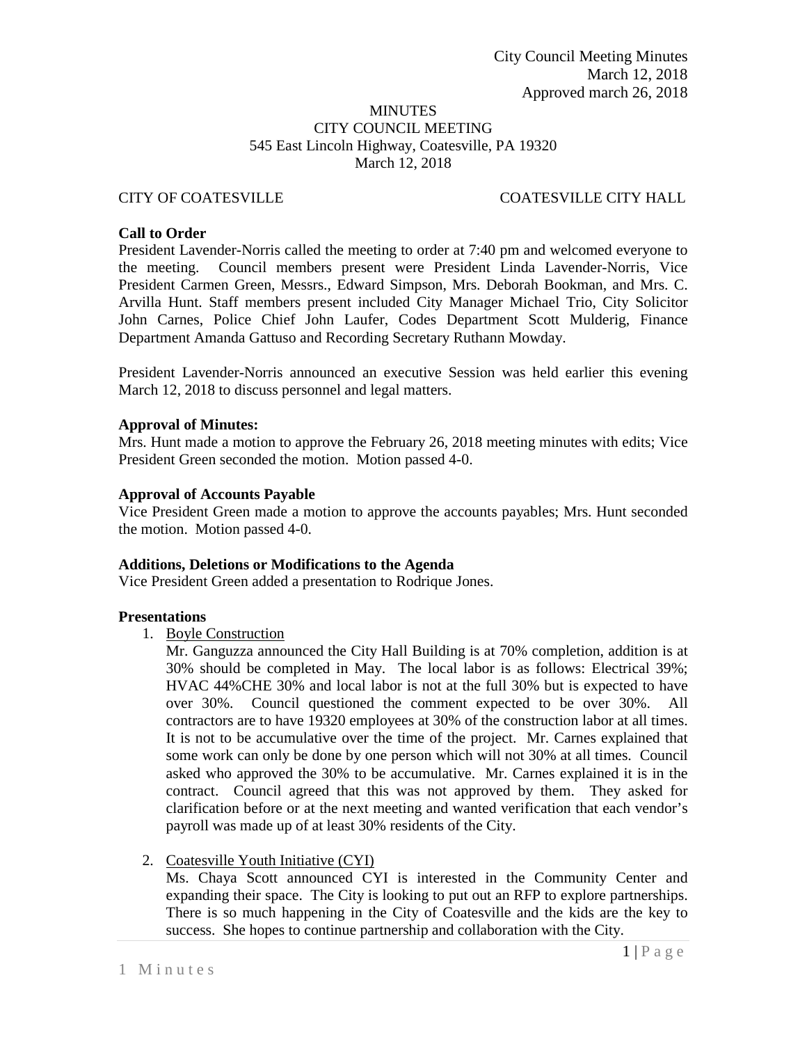City Council Meeting Minutes
March 12, 2018
Approved march 26, 2018

MINUTES
CITY COUNCIL MEETING
545 East Lincoln Highway, Coatesville, PA 19320
March 12, 2018

CITY OF COATESVILLE COATESVILLE CITY HALL

**Call to Order**
President Lavender-Norris called the meeting to order at 7:40 pm and welcomed everyone to the meeting. Council members present were President Linda Lavender-Norris, Vice President Carmen Green, Messrs., Edward Simpson, Mrs. Deborah Bookman, and Mrs. C. Arvilla Hunt. Staff members present included City Manager Michael Trio, City Solicitor John Carnes, Police Chief John Laufer, Codes Department Scott Mulderig, Finance Department Amanda Gattuso and Recording Secretary Ruthann Mowday.

President Lavender-Norris announced an executive Session was held earlier this evening March 12, 2018 to discuss personnel and legal matters.

**Approval of Minutes:**
Mrs. Hunt made a motion to approve the February 26, 2018 meeting minutes with edits; Vice President Green seconded the motion. Motion passed 4-0.

**Approval of Accounts Payable**
Vice President Green made a motion to approve the accounts payables; Mrs. Hunt seconded the motion. Motion passed 4-0.

**Additions, Deletions or Modifications to the Agenda**
Vice President Green added a presentation to Rodrique Jones.

**Presentations**

1. Boyle Construction
   Mr. Ganguzza announced the City Hall Building is at 70% completion, addition is at 30% should be completed in May. The local labor is as follows: Electrical 39%; HVAC 44%CHE 30% and local labor is not at the full 30% but is expected to have over 30%. Council questioned the comment expected to be over 30%. All contractors are to have 19320 employees at 30% of the construction labor at all times. It is not to be accumulative over the time of the project. Mr. Carnes explained that some work can only be done by one person which will not 30% at all times. Council asked who approved the 30% to be accumulative. Mr. Carnes explained it is in the contract. Council agreed that this was not approved by them. They asked for clarification before or at the next meeting and wanted verification that each vendor's payroll was made up of at least 30% residents of the City.

2. Coatesville Youth Initiative (CYI)
   Ms. Chaya Scott announced CYI is interested in the Community Center and expanding their space. The City is looking to put out an RFP to explore partnerships. There is so much happening in the City of Coatesville and the kids are the key to success. She hopes to continue partnership and collaboration with the City.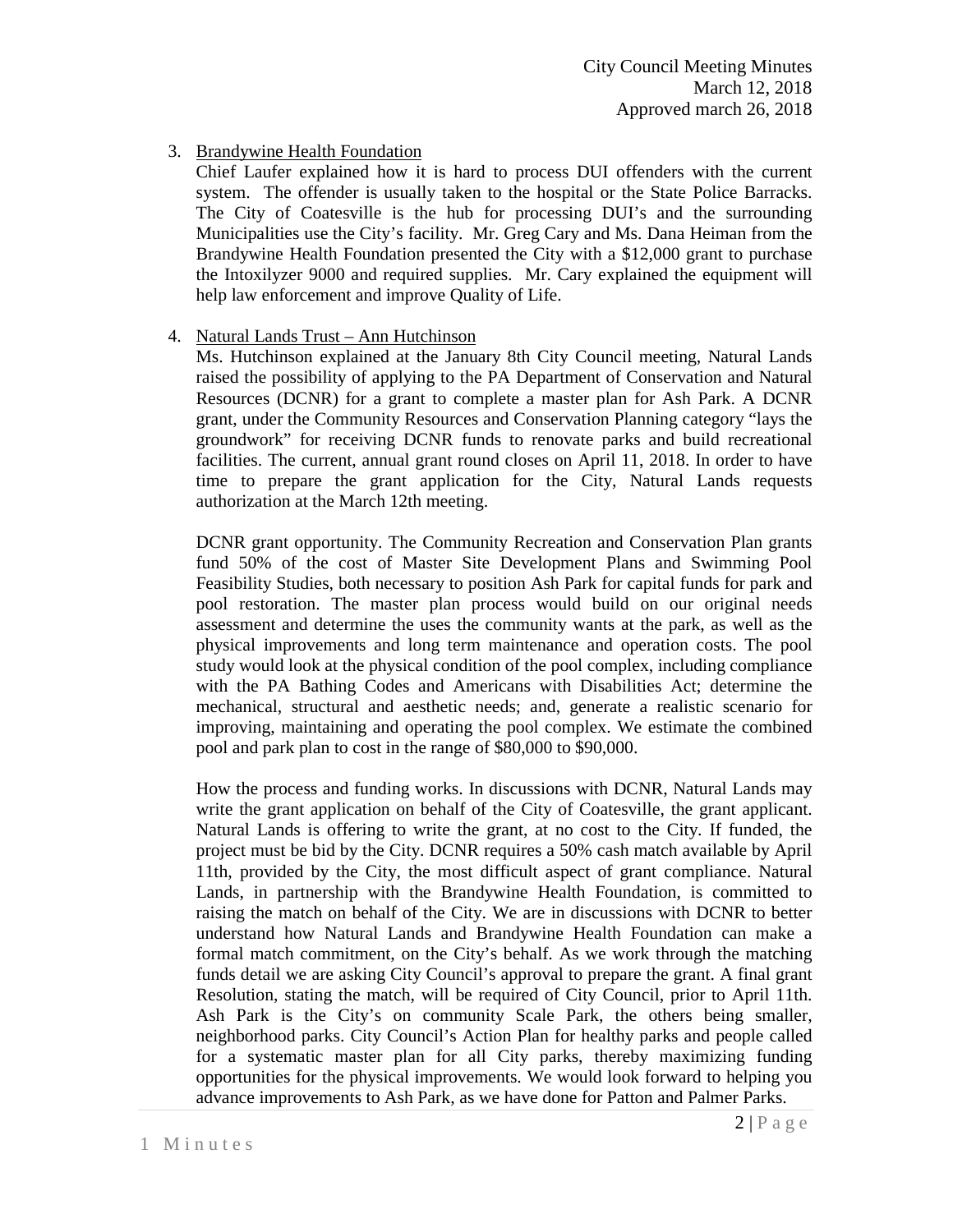3. <u>Brandywine Health Foundation</u>

   Chief Laufer explained how it is hard to process DUI offenders with the current system. The offender is usually taken to the hospital or the State Police Barracks. The City of Coatesville is the hub for processing DUI's and the surrounding Municipalities use the City's facility. Mr. Greg Cary and Ms. Dana Heiman from the Brandywine Health Foundation presented the City with a $12,000 grant to purchase the Intoxilyzer 9000 and required supplies. Mr. Cary explained the equipment will help law enforcement and improve Quality of Life.

4. <u>Natural Lands Trust – Ann Hutchinson</u>

   Ms. Hutchinson explained at the January 8th City Council meeting, Natural Lands raised the possibility of applying to the PA Department of Conservation and Natural Resources (DCNR) for a grant to complete a master plan for Ash Park. A DCNR grant, under the Community Resources and Conservation Planning category "lays the groundwork" for receiving DCNR funds to renovate parks and build recreational facilities. The current, annual grant round closes on April 11, 2018. In order to have time to prepare the grant application for the City, Natural Lands requests authorization at the March 12th meeting.

   DCNR grant opportunity. The Community Recreation and Conservation Plan grants fund 50% of the cost of Master Site Development Plans and Swimming Pool Feasibility Studies, both necessary to position Ash Park for capital funds for park and pool restoration. The master plan process would build on our original needs assessment and determine the uses the community wants at the park, as well as the physical improvements and long term maintenance and operation costs. The pool study would look at the physical condition of the pool complex, including compliance with the PA Bathing Codes and Americans with Disabilities Act; determine the mechanical, structural and aesthetic needs; and, generate a realistic scenario for improving, maintaining and operating the pool complex. We estimate the combined pool and park plan to cost in the range of $80,000 to $90,000.

   How the process and funding works. In discussions with DCNR, Natural Lands may write the grant application on behalf of the City of Coatesville, the grant applicant. Natural Lands is offering to write the grant, at no cost to the City. If funded, the project must be bid by the City. DCNR requires a 50% cash match available by April 11th, provided by the City, the most difficult aspect of grant compliance. Natural Lands, in partnership with the Brandywine Health Foundation, is committed to raising the match on behalf of the City. We are in discussions with DCNR to better understand how Natural Lands and Brandywine Health Foundation can make a formal match commitment, on the City's behalf. As we work through the matching funds detail we are asking City Council's approval to prepare the grant. A final grant Resolution, stating the match, will be required of City Council, prior to April 11th. Ash Park is the City's on community Scale Park, the others being smaller, neighborhood parks. City Council's Action Plan for healthy parks and people called for a systematic master plan for all City parks, thereby maximizing funding opportunities for the physical improvements. We would look forward to helping you advance improvements to Ash Park, as we have done for Patton and Palmer Parks.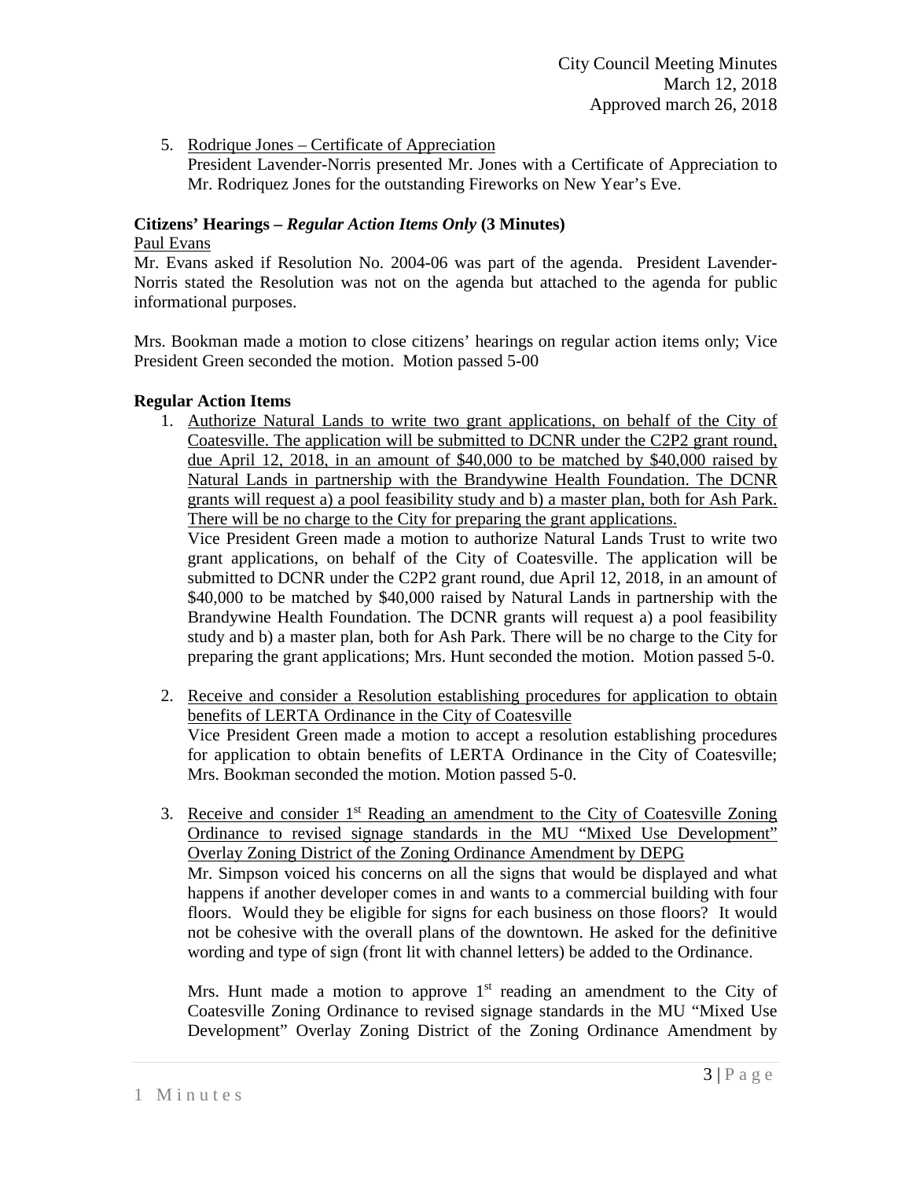5. Rodrique Jones – Certificate of Appreciation
   President Lavender-Norris presented Mr. Jones with a Certificate of Appreciation to Mr. Rodriquez Jones for the outstanding Fireworks on New Year's Eve.

**Citizens' Hearings – *Regular Action Items Only* (3 Minutes)**

Paul Evans

Mr. Evans asked if Resolution No. 2004-06 was part of the agenda. President Lavender-Norris stated the Resolution was not on the agenda but attached to the agenda for public informational purposes.

Mrs. Bookman made a motion to close citizens' hearings on regular action items only; Vice President Green seconded the motion. Motion passed 5-00

**Regular Action Items**

1. Authorize Natural Lands to write two grant applications, on behalf of the City of Coatesville. The application will be submitted to DCNR under the C2P2 grant round, due April 12, 2018, in an amount of $40,000 to be matched by $40,000 raised by Natural Lands in partnership with the Brandywine Health Foundation. The DCNR grants will request a) a pool feasibility study and b) a master plan, both for Ash Park. There will be no charge to the City for preparing the grant applications.
   Vice President Green made a motion to authorize Natural Lands Trust to write two grant applications, on behalf of the City of Coatesville. The application will be submitted to DCNR under the C2P2 grant round, due April 12, 2018, in an amount of $40,000 to be matched by $40,000 raised by Natural Lands in partnership with the Brandywine Health Foundation. The DCNR grants will request a) a pool feasibility study and b) a master plan, both for Ash Park. There will be no charge to the City for preparing the grant applications; Mrs. Hunt seconded the motion. Motion passed 5-0.

2. Receive and consider a Resolution establishing procedures for application to obtain benefits of LERTA Ordinance in the City of Coatesville
   Vice President Green made a motion to accept a resolution establishing procedures for application to obtain benefits of LERTA Ordinance in the City of Coatesville; Mrs. Bookman seconded the motion. Motion passed 5-0.

3. Receive and consider 1st Reading an amendment to the City of Coatesville Zoning Ordinance to revised signage standards in the MU "Mixed Use Development" Overlay Zoning District of the Zoning Ordinance Amendment by DEPG
   Mr. Simpson voiced his concerns on all the signs that would be displayed and what happens if another developer comes in and wants to a commercial building with four floors. Would they be eligible for signs for each business on those floors? It would not be cohesive with the overall plans of the downtown. He asked for the definitive wording and type of sign (front lit with channel letters) be added to the Ordinance.

   Mrs. Hunt made a motion to approve 1st reading an amendment to the City of Coatesville Zoning Ordinance to revised signage standards in the MU "Mixed Use Development" Overlay Zoning District of the Zoning Ordinance Amendment by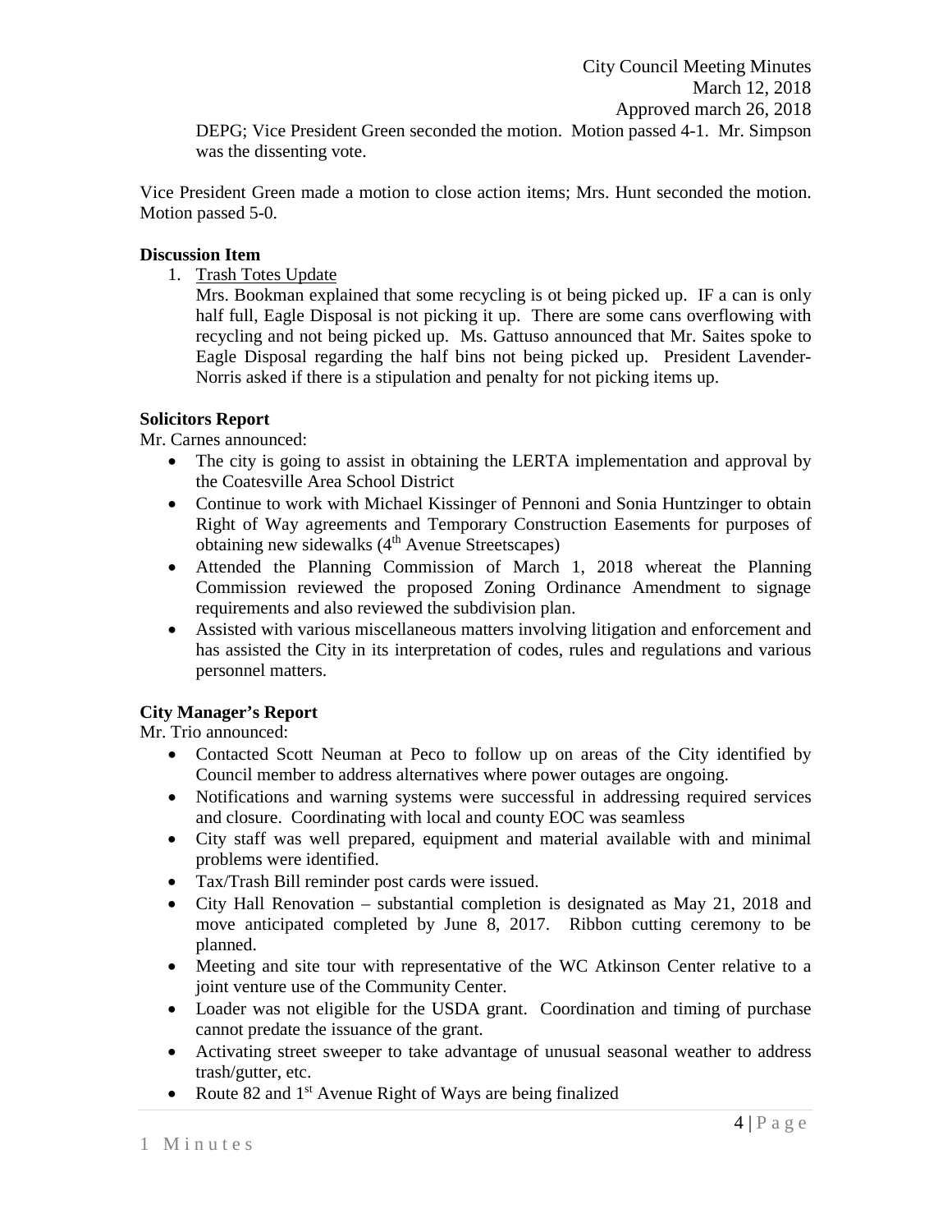DEPG; Vice President Green seconded the motion. Motion passed 4-1. Mr. Simpson was the dissenting vote.

Vice President Green made a motion to close action items; Mrs. Hunt seconded the motion. Motion passed 5-0.

**Discussion Item**

1. Trash Totes Update

   Mrs. Bookman explained that some recycling is ot being picked up. IF a can is only half full, Eagle Disposal is not picking it up. There are some cans overflowing with recycling and not being picked up. Ms. Gattuso announced that Mr. Saites spoke to Eagle Disposal regarding the half bins not being picked up. President Lavender-Norris asked if there is a stipulation and penalty for not picking items up.

**Solicitors Report**

Mr. Carnes announced:

- The city is going to assist in obtaining the LERTA implementation and approval by the Coatesville Area School District
- Continue to work with Michael Kissinger of Pennoni and Sonia Huntzinger to obtain Right of Way agreements and Temporary Construction Easements for purposes of obtaining new sidewalks (4th Avenue Streetscapes)
- Attended the Planning Commission of March 1, 2018 whereat the Planning Commission reviewed the proposed Zoning Ordinance Amendment to signage requirements and also reviewed the subdivision plan.
- Assisted with various miscellaneous matters involving litigation and enforcement and has assisted the City in its interpretation of codes, rules and regulations and various personnel matters.

**City Manager's Report**

Mr. Trio announced:

- Contacted Scott Neuman at Peco to follow up on areas of the City identified by Council member to address alternatives where power outages are ongoing.
- Notifications and warning systems were successful in addressing required services and closure. Coordinating with local and county EOC was seamless
- City staff was well prepared, equipment and material available with and minimal problems were identified.
- Tax/Trash Bill reminder post cards were issued.
- City Hall Renovation – substantial completion is designated as May 21, 2018 and move anticipated completed by June 8, 2017. Ribbon cutting ceremony to be planned.
- Meeting and site tour with representative of the WC Atkinson Center relative to a joint venture use of the Community Center.
- Loader was not eligible for the USDA grant. Coordination and timing of purchase cannot predate the issuance of the grant.
- Activating street sweeper to take advantage of unusual seasonal weather to address trash/gutter, etc.
- Route 82 and 1st Avenue Right of Ways are being finalized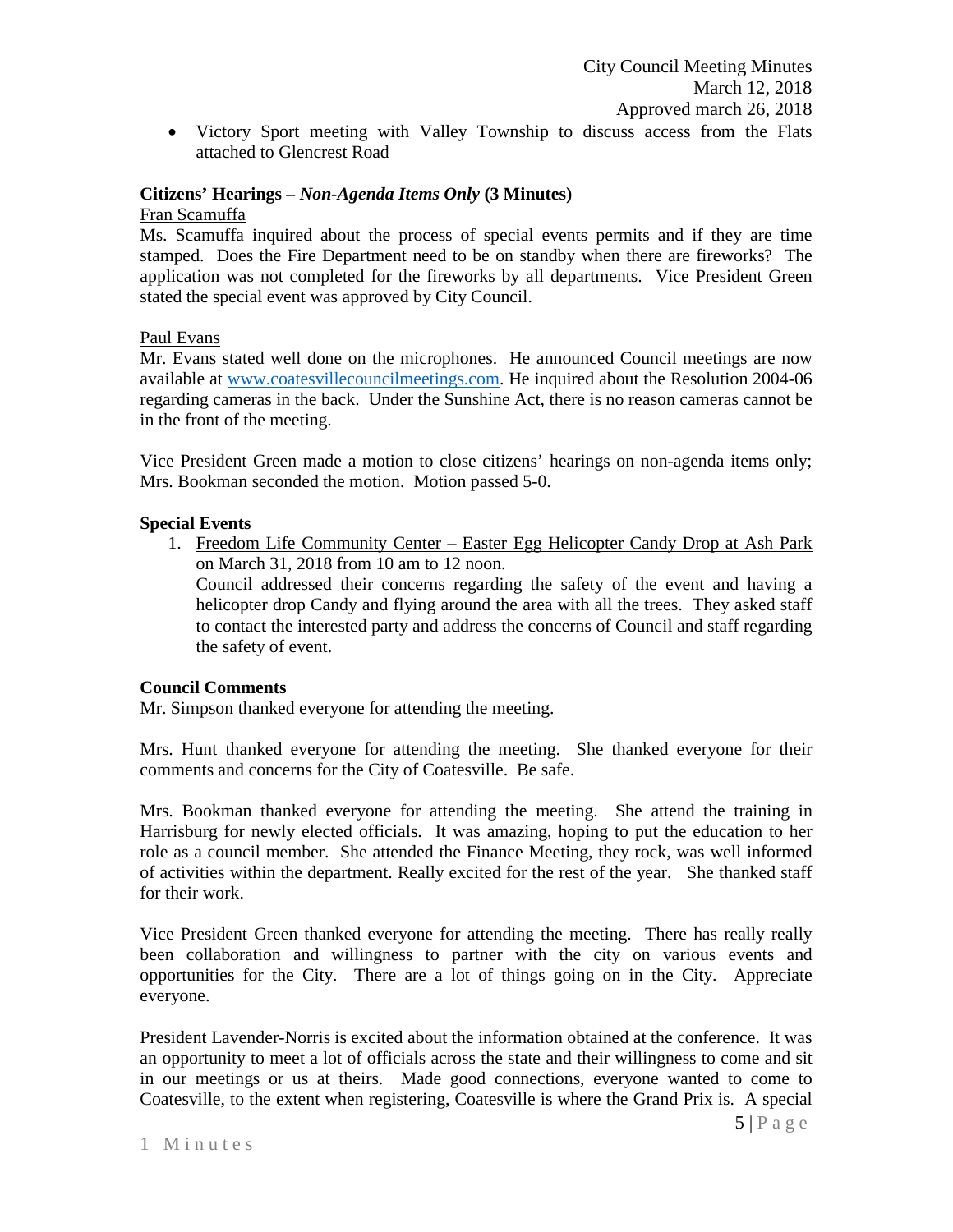- Victory Sport meeting with Valley Township to discuss access from the Flats attached to Glencrest Road

**Citizens' Hearings – *Non-Agenda Items Only* (3 Minutes)**

Fran Scamuffa

Ms. Scamuffa inquired about the process of special events permits and if they are time stamped. Does the Fire Department need to be on standby when there are fireworks? The application was not completed for the fireworks by all departments. Vice President Green stated the special event was approved by City Council.

Paul Evans

Mr. Evans stated well done on the microphones. He announced Council meetings are now available at www.coatesvillecouncilmeetings.com. He inquired about the Resolution 2004-06 regarding cameras in the back. Under the Sunshine Act, there is no reason cameras cannot be in the front of the meeting.

Vice President Green made a motion to close citizens' hearings on non-agenda items only; Mrs. Bookman seconded the motion. Motion passed 5-0.

**Special Events**

1. Freedom Life Community Center – Easter Egg Helicopter Candy Drop at Ash Park on March 31, 2018 from 10 am to 12 noon.

   Council addressed their concerns regarding the safety of the event and having a helicopter drop Candy and flying around the area with all the trees. They asked staff to contact the interested party and address the concerns of Council and staff regarding the safety of event.

**Council Comments**

Mr. Simpson thanked everyone for attending the meeting.

Mrs. Hunt thanked everyone for attending the meeting. She thanked everyone for their comments and concerns for the City of Coatesville. Be safe.

Mrs. Bookman thanked everyone for attending the meeting. She attend the training in Harrisburg for newly elected officials. It was amazing, hoping to put the education to her role as a council member. She attended the Finance Meeting, they rock, was well informed of activities within the department. Really excited for the rest of the year. She thanked staff for their work.

Vice President Green thanked everyone for attending the meeting. There has really really been collaboration and willingness to partner with the city on various events and opportunities for the City. There are a lot of things going on in the City. Appreciate everyone.

President Lavender-Norris is excited about the information obtained at the conference. It was an opportunity to meet a lot of officials across the state and their willingness to come and sit in our meetings or us at theirs. Made good connections, everyone wanted to come to Coatesville, to the extent when registering, Coatesville is where the Grand Prix is. A special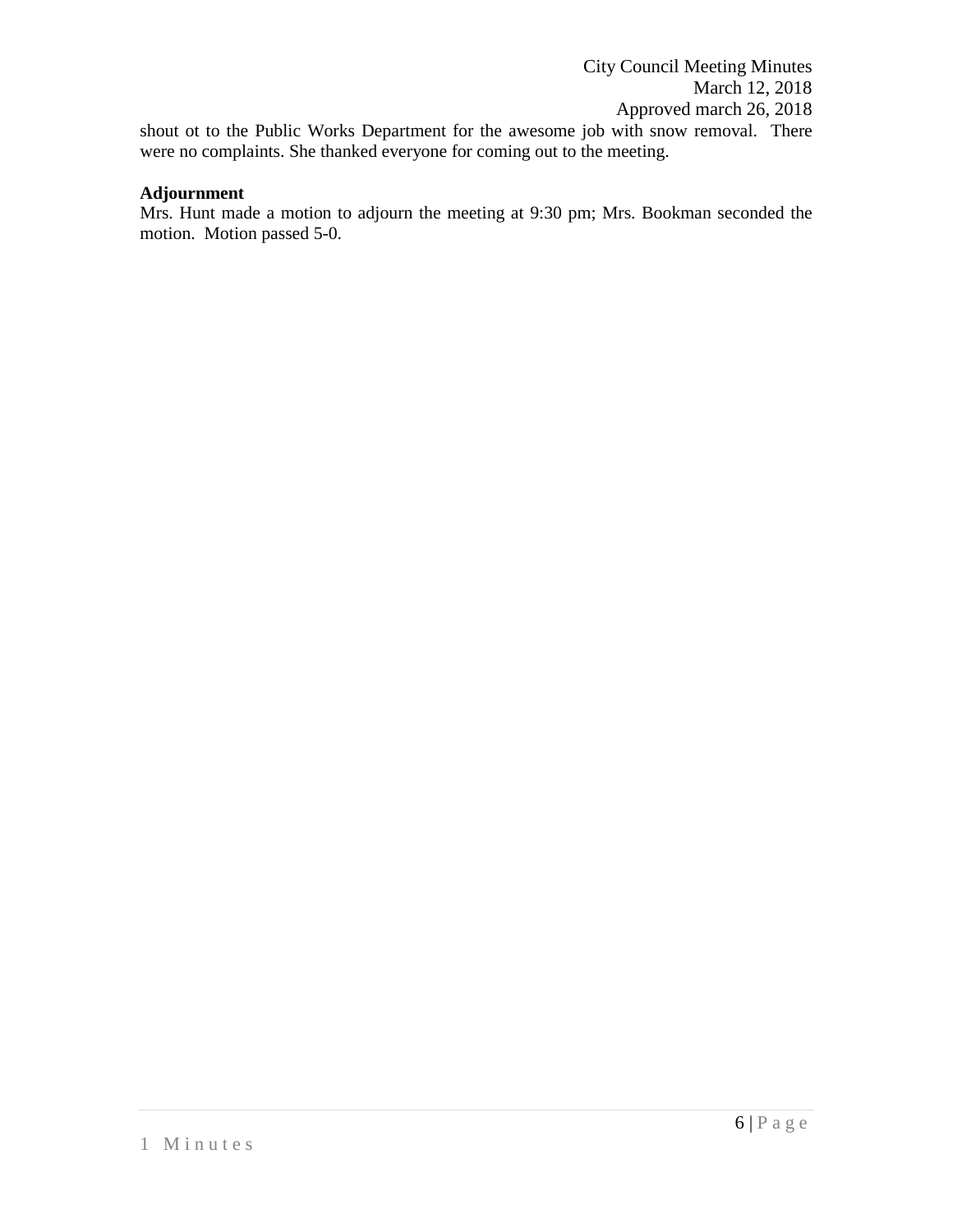shout ot to the Public Works Department for the awesome job with snow removal. There were no complaints. She thanked everyone for coming out to the meeting.

**Adjournment**

Mrs. Hunt made a motion to adjourn the meeting at 9:30 pm; Mrs. Bookman seconded the motion. Motion passed 5-0.